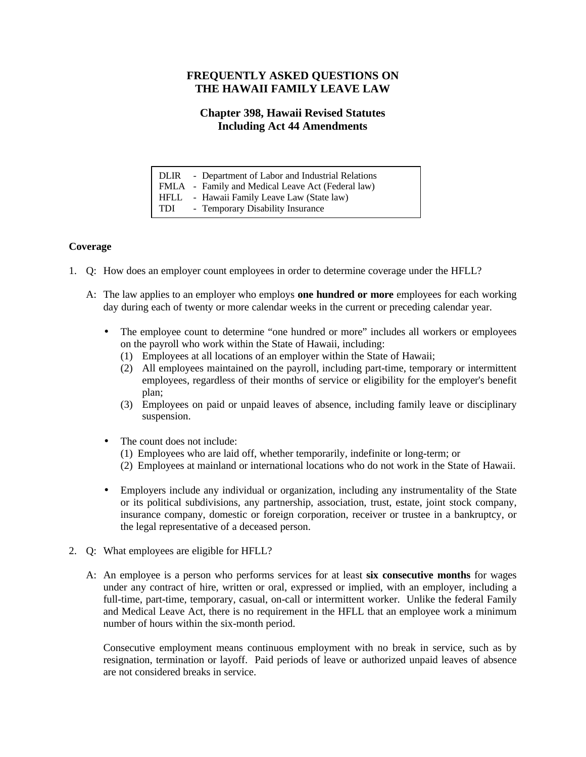# FREQUENTLY ASKED QUESTIONS ON THE HAWAII FAMILY LEAVE LAW

## Chapter 398, Hawaii Revised Statutes Including Act 44 Amendments

| | |
|---|---|
| DLIR | - Department of Labor and Industrial Relations |
| FMLA | - Family and Medical Leave Act (Federal law) |
| HFLL | - Hawaii Family Leave Law (State law) |
| TDI | - Temporary Disability Insurance |

**Coverage**

1. Q: How does an employer count employees in order to determine coverage under the HFLL?

   A: The law applies to an employer who employs **one hundred or more** employees for each working day during each of twenty or more calendar weeks in the current or preceding calendar year.

   - The employee count to determine "one hundred or more" includes all workers or employees on the payroll who work within the State of Hawaii, including:
     (1) Employees at all locations of an employer within the State of Hawaii;
     (2) All employees maintained on the payroll, including part-time, temporary or intermittent employees, regardless of their months of service or eligibility for the employer's benefit plan;
     (3) Employees on paid or unpaid leaves of absence, including family leave or disciplinary suspension.

   - The count does not include:
     (1) Employees who are laid off, whether temporarily, indefinite or long-term; or
     (2) Employees at mainland or international locations who do not work in the State of Hawaii.

   - Employers include any individual or organization, including any instrumentality of the State or its political subdivisions, any partnership, association, trust, estate, joint stock company, insurance company, domestic or foreign corporation, receiver or trustee in a bankruptcy, or the legal representative of a deceased person.

2. Q: What employees are eligible for HFLL?

   A: An employee is a person who performs services for at least **six consecutive months** for wages under any contract of hire, written or oral, expressed or implied, with an employer, including a full-time, part-time, temporary, casual, on-call or intermittent worker. Unlike the federal Family and Medical Leave Act, there is no requirement in the HFLL that an employee work a minimum number of hours within the six-month period.

   Consecutive employment means continuous employment with no break in service, such as by resignation, termination or layoff. Paid periods of leave or authorized unpaid leaves of absence are not considered breaks in service.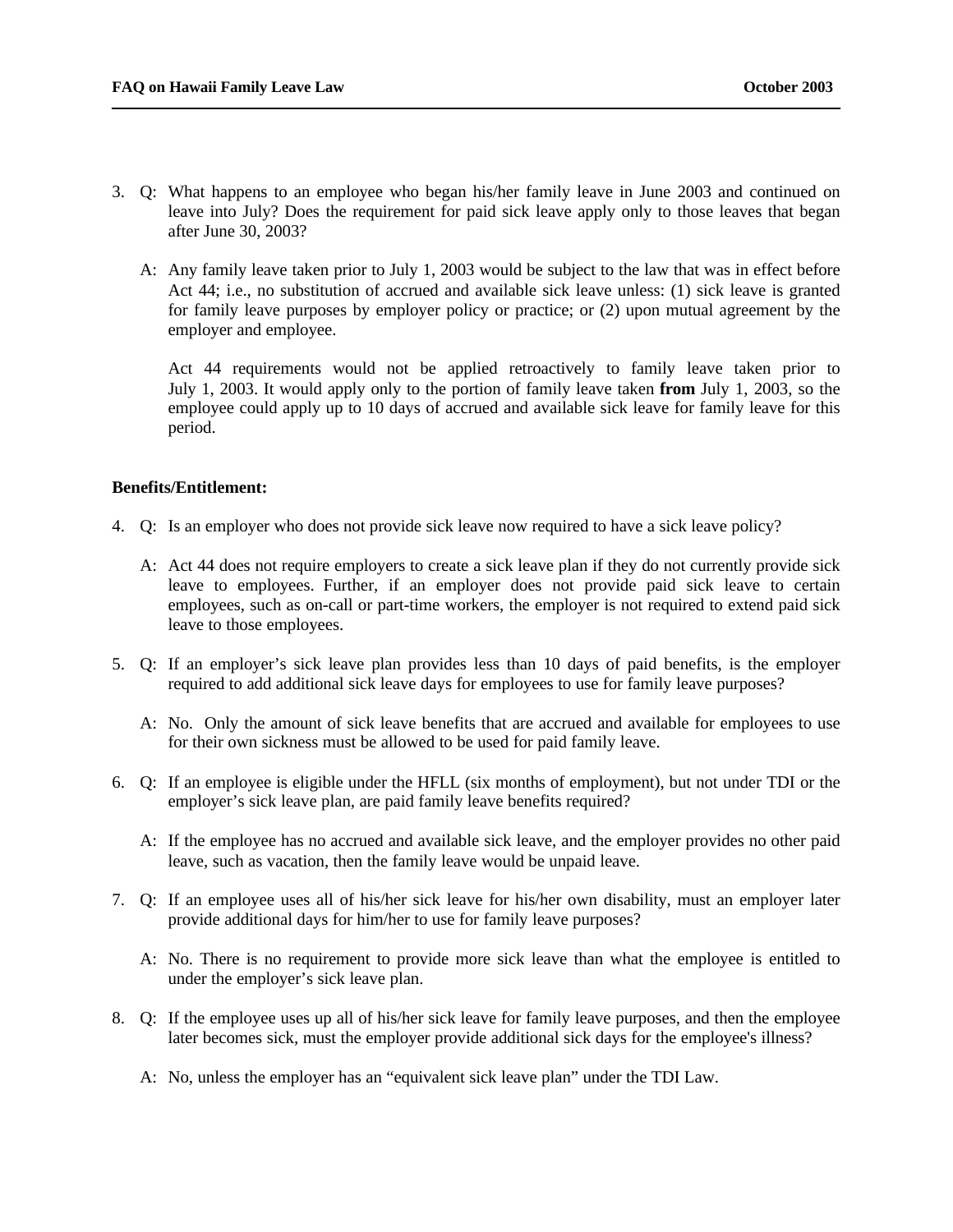3. Q: What happens to an employee who began his/her family leave in June 2003 and continued on leave into July? Does the requirement for paid sick leave apply only to those leaves that began after June 30, 2003?

   A: Any family leave taken prior to July 1, 2003 would be subject to the law that was in effect before Act 44; i.e., no substitution of accrued and available sick leave unless: (1) sick leave is granted for family leave purposes by employer policy or practice; or (2) upon mutual agreement by the employer and employee.

   Act 44 requirements would not be applied retroactively to family leave taken prior to July 1, 2003. It would apply only to the portion of family leave taken **from** July 1, 2003, so the employee could apply up to 10 days of accrued and available sick leave for family leave for this period.

**Benefits/Entitlement:**

4. Q: Is an employer who does not provide sick leave now required to have a sick leave policy?

   A: Act 44 does not require employers to create a sick leave plan if they do not currently provide sick leave to employees. Further, if an employer does not provide paid sick leave to certain employees, such as on-call or part-time workers, the employer is not required to extend paid sick leave to those employees.

5. Q: If an employer's sick leave plan provides less than 10 days of paid benefits, is the employer required to add additional sick leave days for employees to use for family leave purposes?

   A: No. Only the amount of sick leave benefits that are accrued and available for employees to use for their own sickness must be allowed to be used for paid family leave.

6. Q: If an employee is eligible under the HFLL (six months of employment), but not under TDI or the employer's sick leave plan, are paid family leave benefits required?

   A: If the employee has no accrued and available sick leave, and the employer provides no other paid leave, such as vacation, then the family leave would be unpaid leave.

7. Q: If an employee uses all of his/her sick leave for his/her own disability, must an employer later provide additional days for him/her to use for family leave purposes?

   A: No. There is no requirement to provide more sick leave than what the employee is entitled to under the employer's sick leave plan.

8. Q: If the employee uses up all of his/her sick leave for family leave purposes, and then the employee later becomes sick, must the employer provide additional sick days for the employee's illness?

   A: No, unless the employer has an "equivalent sick leave plan" under the TDI Law.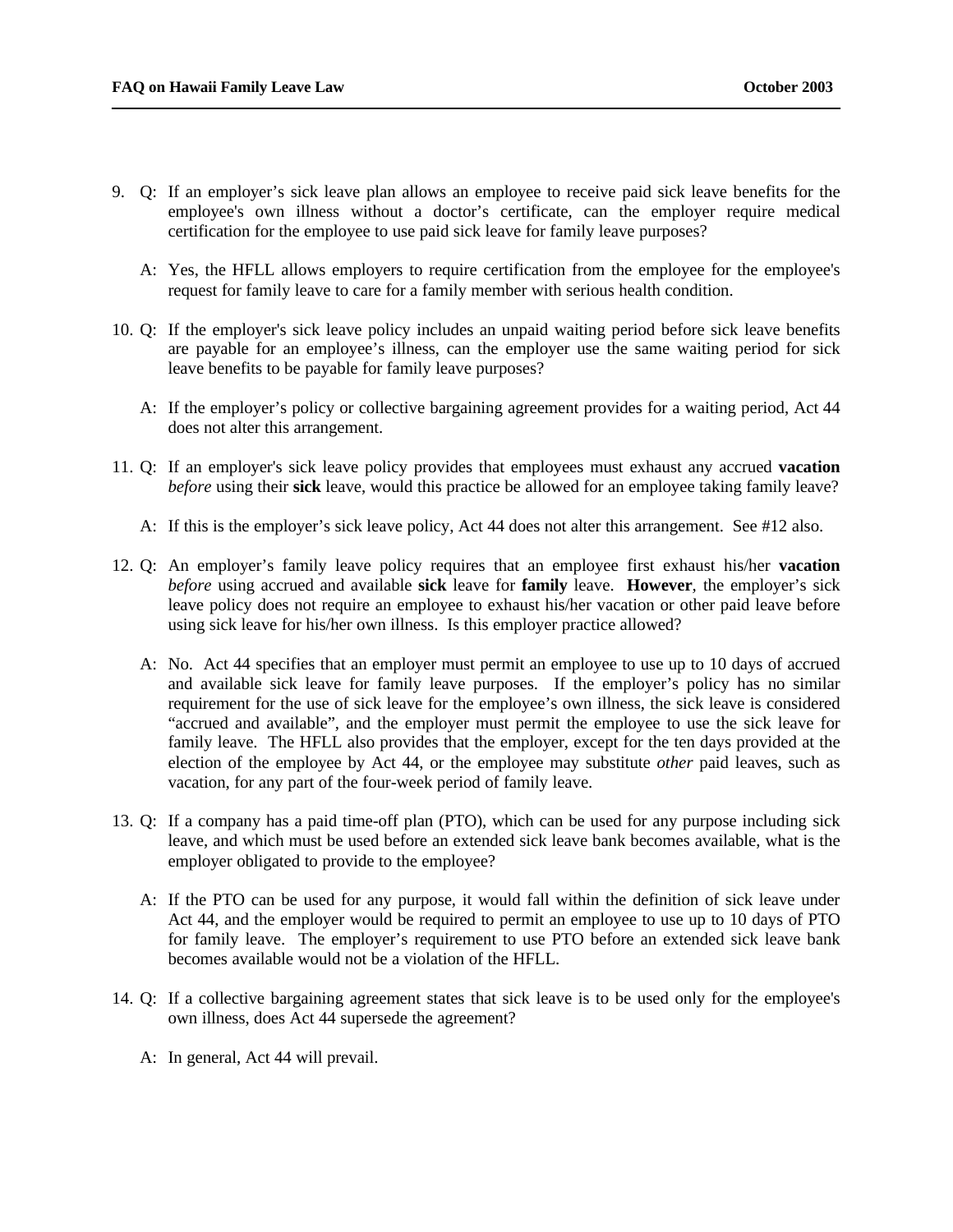9. Q: If an employer’s sick leave plan allows an employee to receive paid sick leave benefits for the employee's own illness without a doctor’s certificate, can the employer require medical certification for the employee to use paid sick leave for family leave purposes?

   A: Yes, the HFLL allows employers to require certification from the employee for the employee's request for family leave to care for a family member with serious health condition.

10. Q: If the employer's sick leave policy includes an unpaid waiting period before sick leave benefits are payable for an employee’s illness, can the employer use the same waiting period for sick leave benefits to be payable for family leave purposes?

    A: If the employer’s policy or collective bargaining agreement provides for a waiting period, Act 44 does not alter this arrangement.

11. Q: If an employer's sick leave policy provides that employees must exhaust any accrued **vacation** *before* using their **sick** leave, would this practice be allowed for an employee taking family leave?

    A: If this is the employer’s sick leave policy, Act 44 does not alter this arrangement. See #12 also.

12. Q: An employer’s family leave policy requires that an employee first exhaust his/her **vacation** *before* using accrued and available **sick** leave for **family** leave. **However**, the employer’s sick leave policy does not require an employee to exhaust his/her vacation or other paid leave before using sick leave for his/her own illness. Is this employer practice allowed?

    A: No. Act 44 specifies that an employer must permit an employee to use up to 10 days of accrued and available sick leave for family leave purposes. If the employer’s policy has no similar requirement for the use of sick leave for the employee’s own illness, the sick leave is considered “accrued and available”, and the employer must permit the employee to use the sick leave for family leave. The HFLL also provides that the employer, except for the ten days provided at the election of the employee by Act 44, or the employee may substitute *other* paid leaves, such as vacation, for any part of the four-week period of family leave.

13. Q: If a company has a paid time-off plan (PTO), which can be used for any purpose including sick leave, and which must be used before an extended sick leave bank becomes available, what is the employer obligated to provide to the employee?

    A: If the PTO can be used for any purpose, it would fall within the definition of sick leave under Act 44, and the employer would be required to permit an employee to use up to 10 days of PTO for family leave. The employer’s requirement to use PTO before an extended sick leave bank becomes available would not be a violation of the HFLL.

14. Q: If a collective bargaining agreement states that sick leave is to be used only for the employee's own illness, does Act 44 supersede the agreement?

    A: In general, Act 44 will prevail.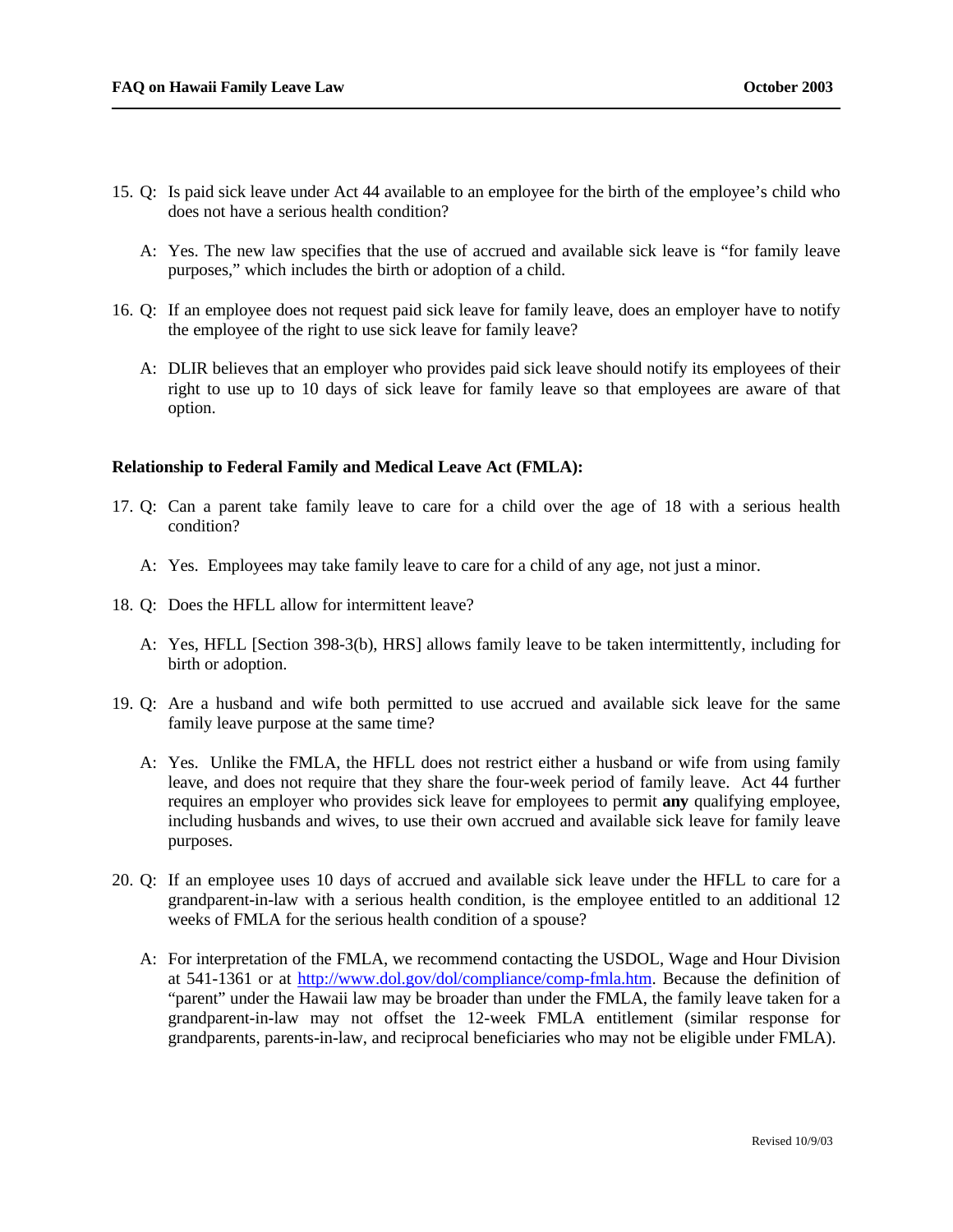15. Q: Is paid sick leave under Act 44 available to an employee for the birth of the employee's child who does not have a serious health condition?

    A: Yes. The new law specifies that the use of accrued and available sick leave is "for family leave purposes," which includes the birth or adoption of a child.

16. Q: If an employee does not request paid sick leave for family leave, does an employer have to notify the employee of the right to use sick leave for family leave?

    A: DLIR believes that an employer who provides paid sick leave should notify its employees of their right to use up to 10 days of sick leave for family leave so that employees are aware of that option.

**Relationship to Federal Family and Medical Leave Act (FMLA):**

17. Q: Can a parent take family leave to care for a child over the age of 18 with a serious health condition?

    A: Yes. Employees may take family leave to care for a child of any age, not just a minor.

18. Q: Does the HFLL allow for intermittent leave?

    A: Yes, HFLL [Section 398-3(b), HRS] allows family leave to be taken intermittently, including for birth or adoption.

19. Q: Are a husband and wife both permitted to use accrued and available sick leave for the same family leave purpose at the same time?

    A: Yes. Unlike the FMLA, the HFLL does not restrict either a husband or wife from using family leave, and does not require that they share the four-week period of family leave. Act 44 further requires an employer who provides sick leave for employees to permit **any** qualifying employee, including husbands and wives, to use their own accrued and available sick leave for family leave purposes.

20. Q: If an employee uses 10 days of accrued and available sick leave under the HFLL to care for a grandparent-in-law with a serious health condition, is the employee entitled to an additional 12 weeks of FMLA for the serious health condition of a spouse?

    A: For interpretation of the FMLA, we recommend contacting the USDOL, Wage and Hour Division at 541-1361 or at http://www.dol.gov/dol/compliance/comp-fmla.htm. Because the definition of "parent" under the Hawaii law may be broader than under the FMLA, the family leave taken for a grandparent-in-law may not offset the 12-week FMLA entitlement (similar response for grandparents, parents-in-law, and reciprocal beneficiaries who may not be eligible under FMLA).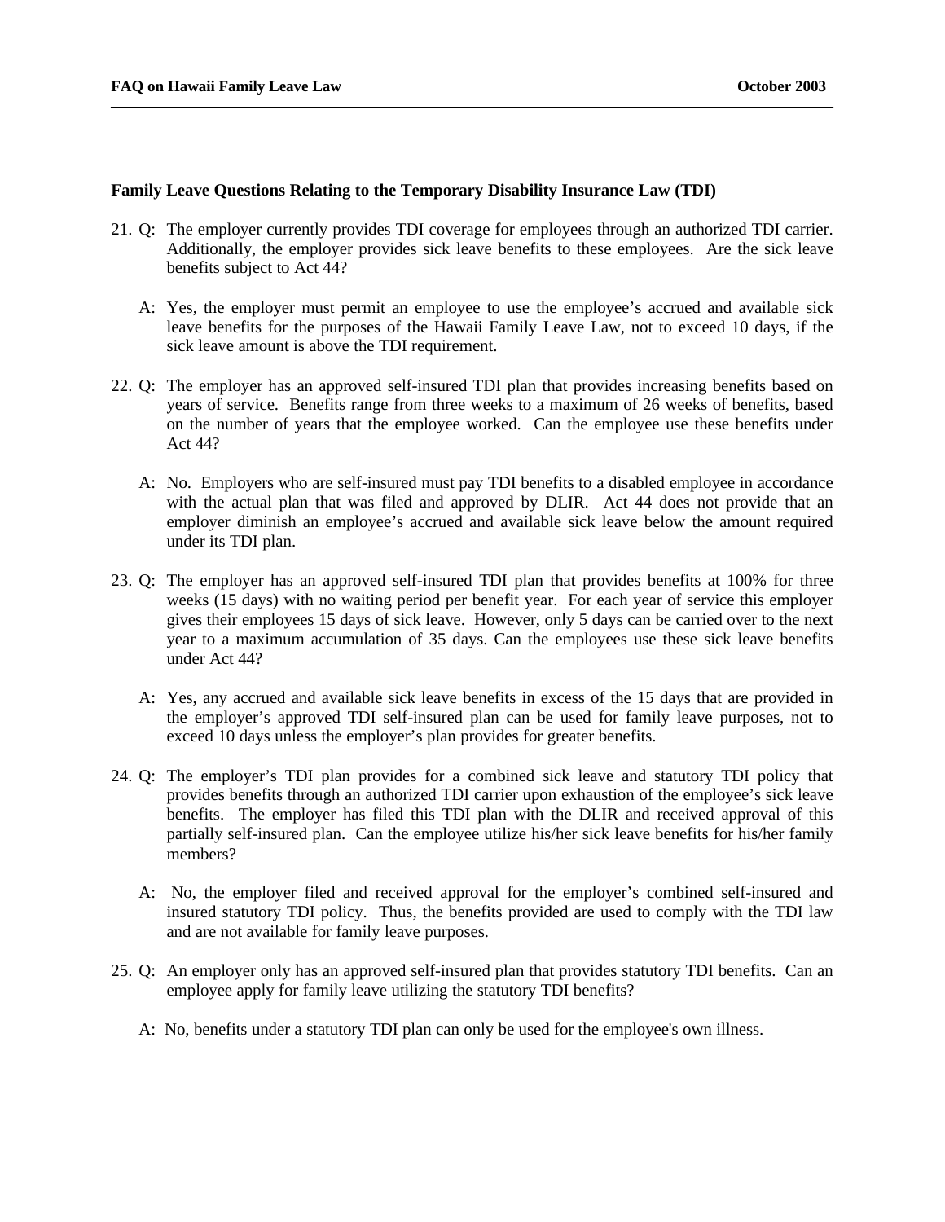**Family Leave Questions Relating to the Temporary Disability Insurance Law (TDI)**

21. Q: The employer currently provides TDI coverage for employees through an authorized TDI carrier. Additionally, the employer provides sick leave benefits to these employees. Are the sick leave benefits subject to Act 44?

    A: Yes, the employer must permit an employee to use the employee's accrued and available sick leave benefits for the purposes of the Hawaii Family Leave Law, not to exceed 10 days, if the sick leave amount is above the TDI requirement.

22. Q: The employer has an approved self-insured TDI plan that provides increasing benefits based on years of service. Benefits range from three weeks to a maximum of 26 weeks of benefits, based on the number of years that the employee worked. Can the employee use these benefits under Act 44?

    A: No. Employers who are self-insured must pay TDI benefits to a disabled employee in accordance with the actual plan that was filed and approved by DLIR. Act 44 does not provide that an employer diminish an employee's accrued and available sick leave below the amount required under its TDI plan.

23. Q: The employer has an approved self-insured TDI plan that provides benefits at 100% for three weeks (15 days) with no waiting period per benefit year. For each year of service this employer gives their employees 15 days of sick leave. However, only 5 days can be carried over to the next year to a maximum accumulation of 35 days. Can the employees use these sick leave benefits under Act 44?

    A: Yes, any accrued and available sick leave benefits in excess of the 15 days that are provided in the employer's approved TDI self-insured plan can be used for family leave purposes, not to exceed 10 days unless the employer's plan provides for greater benefits.

24. Q: The employer's TDI plan provides for a combined sick leave and statutory TDI policy that provides benefits through an authorized TDI carrier upon exhaustion of the employee's sick leave benefits. The employer has filed this TDI plan with the DLIR and received approval of this partially self-insured plan. Can the employee utilize his/her sick leave benefits for his/her family members?

    A: No, the employer filed and received approval for the employer's combined self-insured and insured statutory TDI policy. Thus, the benefits provided are used to comply with the TDI law and are not available for family leave purposes.

25. Q: An employer only has an approved self-insured plan that provides statutory TDI benefits. Can an employee apply for family leave utilizing the statutory TDI benefits?

    A: No, benefits under a statutory TDI plan can only be used for the employee's own illness.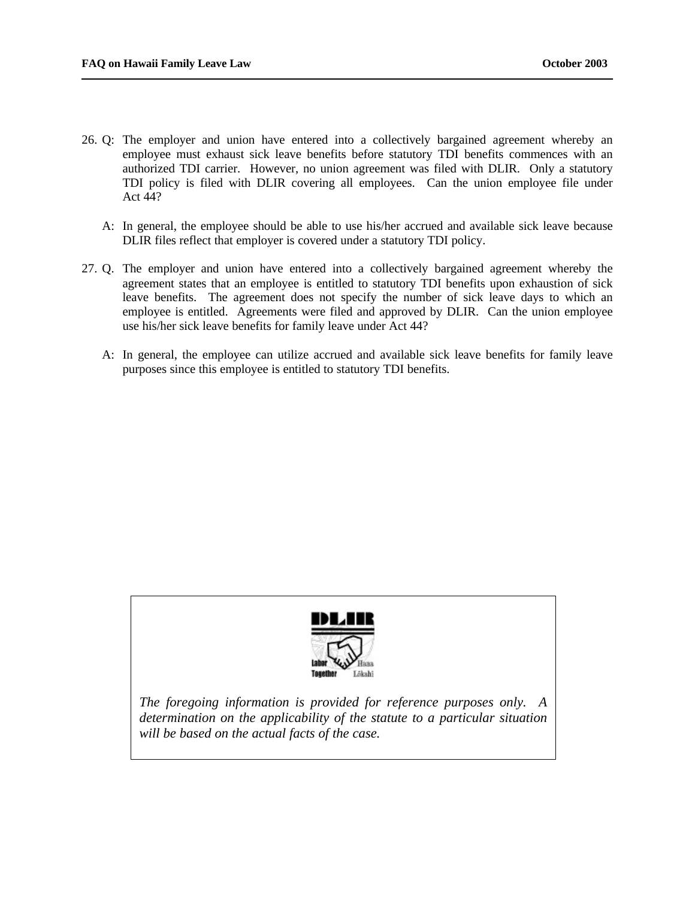26. Q: The employer and union have entered into a collectively bargained agreement whereby an employee must exhaust sick leave benefits before statutory TDI benefits commences with an authorized TDI carrier. However, no union agreement was filed with DLIR. Only a statutory TDI policy is filed with DLIR covering all employees. Can the union employee file under Act 44?

    A: In general, the employee should be able to use his/her accrued and available sick leave because DLIR files reflect that employer is covered under a statutory TDI policy.

27. Q. The employer and union have entered into a collectively bargained agreement whereby the agreement states that an employee is entitled to statutory TDI benefits upon exhaustion of sick leave benefits. The agreement does not specify the number of sick leave days to which an employee is entitled. Agreements were filed and approved by DLIR. Can the union employee use his/her sick leave benefits for family leave under Act 44?

    A: In general, the employee can utilize accrued and available sick leave benefits for family leave purposes since this employee is entitled to statutory TDI benefits.

DLIR

Labor Together — Hana Lōkahi

*The foregoing information is provided for reference purposes only. A determination on the applicability of the statute to a particular situation will be based on the actual facts of the case.*